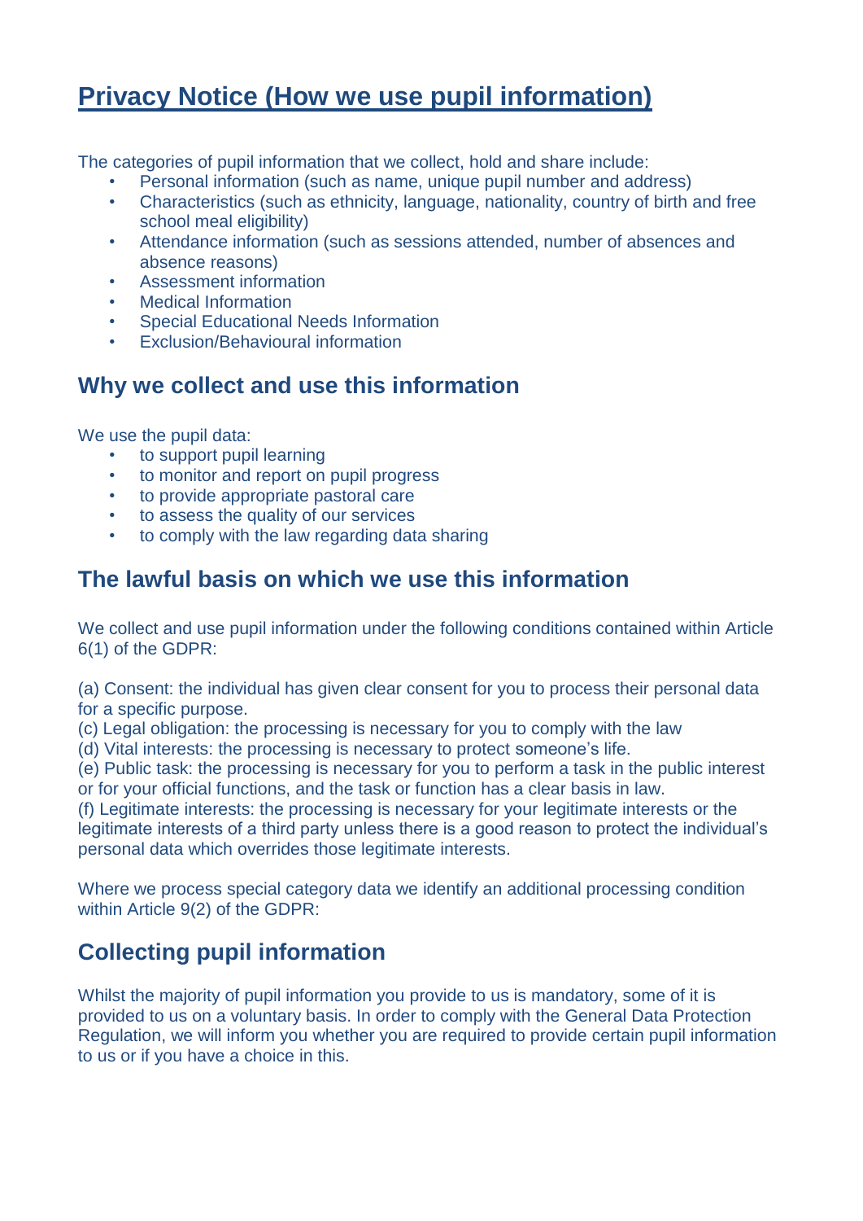# Privacy Notice (How we use pupil information)

The categories of pupil information that we collect, hold and share include:

- Personal information (such as name, unique pupil number and address)
- Characteristics (such as ethnicity, language, nationality, country of birth and free school meal eligibility)
- Attendance information (such as sessions attended, number of absences and absence reasons)
- Assessment information
- Medical Information
- Special Educational Needs Information
- Exclusion/Behavioural information

## Why we collect and use this information

We use the pupil data:

- to support pupil learning
- to monitor and report on pupil progress
- to provide appropriate pastoral care
- to assess the quality of our services
- to comply with the law regarding data sharing

## The lawful basis on which we use this information

We collect and use pupil information under the following conditions contained within Article 6(1) of the GDPR:

(a) Consent: the individual has given clear consent for you to process their personal data for a specific purpose.
(c) Legal obligation: the processing is necessary for you to comply with the law
(d) Vital interests: the processing is necessary to protect someone's life.
(e) Public task: the processing is necessary for you to perform a task in the public interest or for your official functions, and the task or function has a clear basis in law.
(f) Legitimate interests: the processing is necessary for your legitimate interests or the legitimate interests of a third party unless there is a good reason to protect the individual's personal data which overrides those legitimate interests.

Where we process special category data we identify an additional processing condition within Article 9(2) of the GDPR:

## Collecting pupil information

Whilst the majority of pupil information you provide to us is mandatory, some of it is provided to us on a voluntary basis. In order to comply with the General Data Protection Regulation, we will inform you whether you are required to provide certain pupil information to us or if you have a choice in this.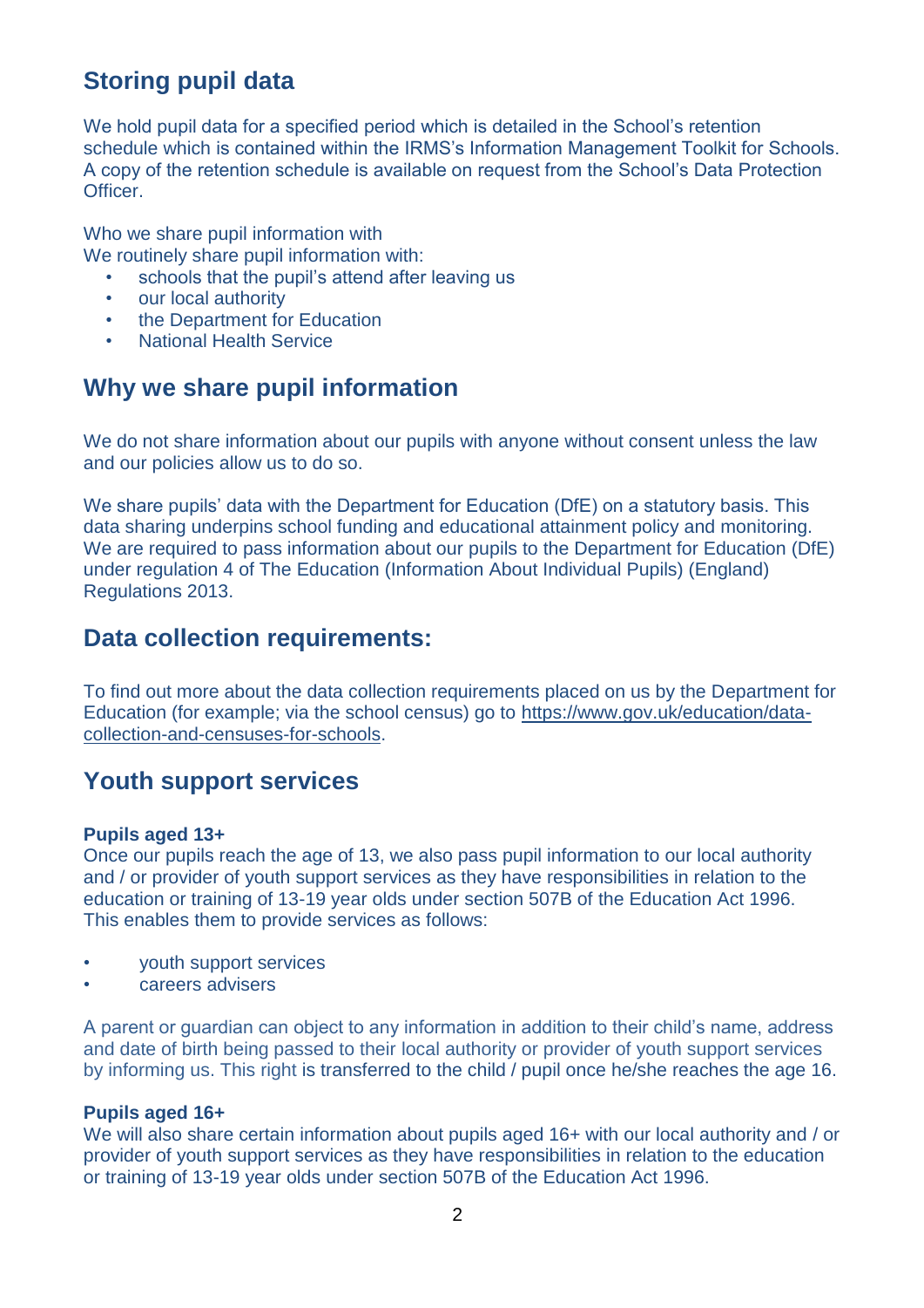## Storing pupil data

We hold pupil data for a specified period which is detailed in the School's retention schedule which is contained within the IRMS's Information Management Toolkit for Schools. A copy of the retention schedule is available on request from the School's Data Protection Officer.

Who we share pupil information with
We routinely share pupil information with:

- schools that the pupil's attend after leaving us
- our local authority
- the Department for Education
- National Health Service

## Why we share pupil information

We do not share information about our pupils with anyone without consent unless the law and our policies allow us to do so.

We share pupils' data with the Department for Education (DfE) on a statutory basis. This data sharing underpins school funding and educational attainment policy and monitoring. We are required to pass information about our pupils to the Department for Education (DfE) under regulation 4 of The Education (Information About Individual Pupils) (England) Regulations 2013.

## Data collection requirements:

To find out more about the data collection requirements placed on us by the Department for Education (for example; via the school census) go to https://www.gov.uk/education/data-collection-and-censuses-for-schools.

## Youth support services

**Pupils aged 13+**
Once our pupils reach the age of 13, we also pass pupil information to our local authority and / or provider of youth support services as they have responsibilities in relation to the education or training of 13-19 year olds under section 507B of the Education Act 1996. This enables them to provide services as follows:

- youth support services
- careers advisers

A parent or guardian can object to any information in addition to their child's name, address and date of birth being passed to their local authority or provider of youth support services by informing us. This right is transferred to the child / pupil once he/she reaches the age 16.

**Pupils aged 16+**
We will also share certain information about pupils aged 16+ with our local authority and / or provider of youth support services as they have responsibilities in relation to the education or training of 13-19 year olds under section 507B of the Education Act 1996.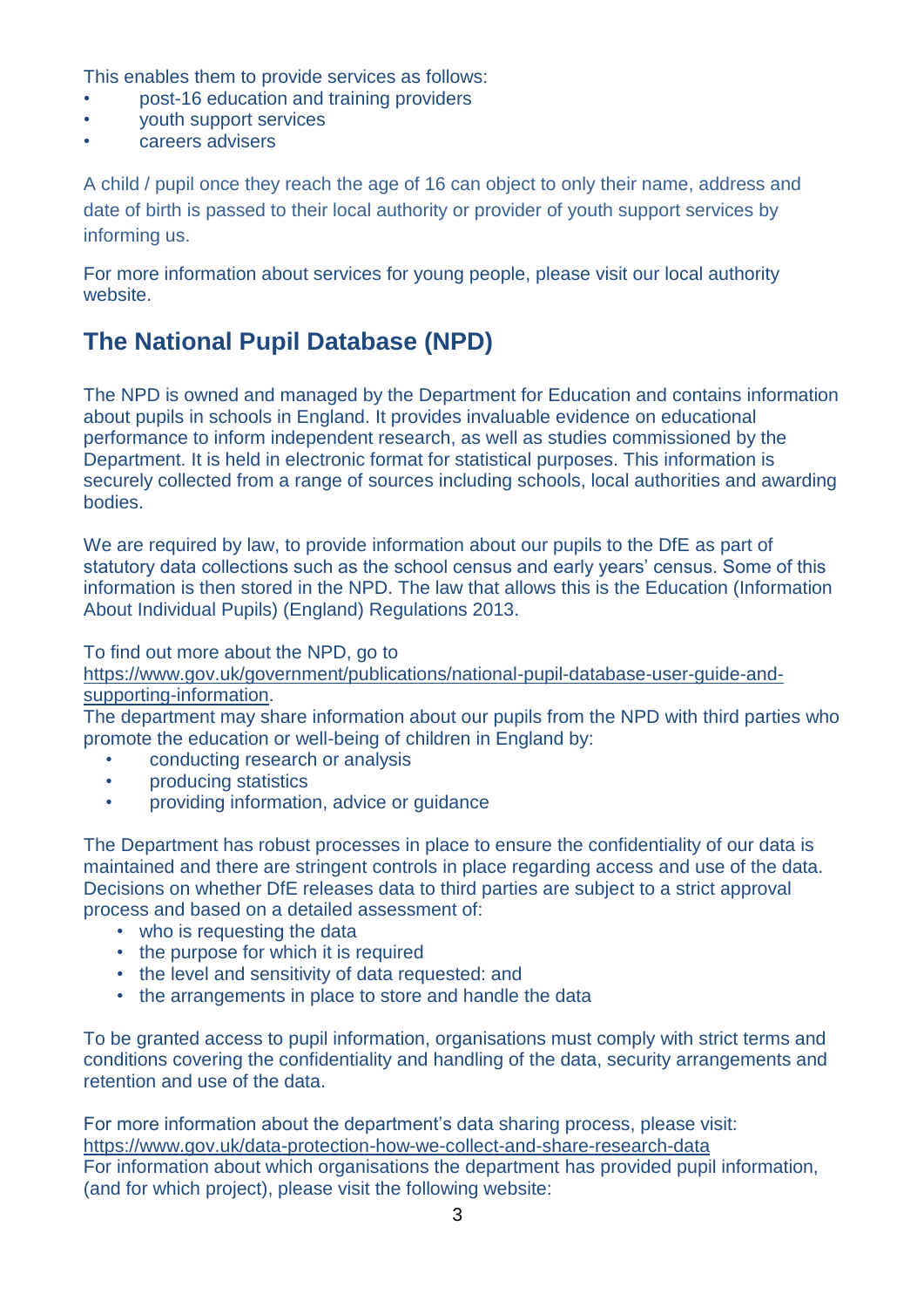This enables them to provide services as follows:

- post-16 education and training providers
- youth support services
- careers advisers

A child / pupil once they reach the age of 16 can object to only their name, address and date of birth is passed to their local authority or provider of youth support services by informing us.

For more information about services for young people, please visit our local authority website.

## The National Pupil Database (NPD)

The NPD is owned and managed by the Department for Education and contains information about pupils in schools in England. It provides invaluable evidence on educational performance to inform independent research, as well as studies commissioned by the Department. It is held in electronic format for statistical purposes. This information is securely collected from a range of sources including schools, local authorities and awarding bodies.

We are required by law, to provide information about our pupils to the DfE as part of statutory data collections such as the school census and early years' census. Some of this information is then stored in the NPD. The law that allows this is the Education (Information About Individual Pupils) (England) Regulations 2013.

To find out more about the NPD, go to https://www.gov.uk/government/publications/national-pupil-database-user-guide-and-supporting-information.

The department may share information about our pupils from the NPD with third parties who promote the education or well-being of children in England by:

- conducting research or analysis
- producing statistics
- providing information, advice or guidance

The Department has robust processes in place to ensure the confidentiality of our data is maintained and there are stringent controls in place regarding access and use of the data. Decisions on whether DfE releases data to third parties are subject to a strict approval process and based on a detailed assessment of:

- who is requesting the data
- the purpose for which it is required
- the level and sensitivity of data requested: and
- the arrangements in place to store and handle the data

To be granted access to pupil information, organisations must comply with strict terms and conditions covering the confidentiality and handling of the data, security arrangements and retention and use of the data.

For more information about the department's data sharing process, please visit: https://www.gov.uk/data-protection-how-we-collect-and-share-research-data

For information about which organisations the department has provided pupil information, (and for which project), please visit the following website: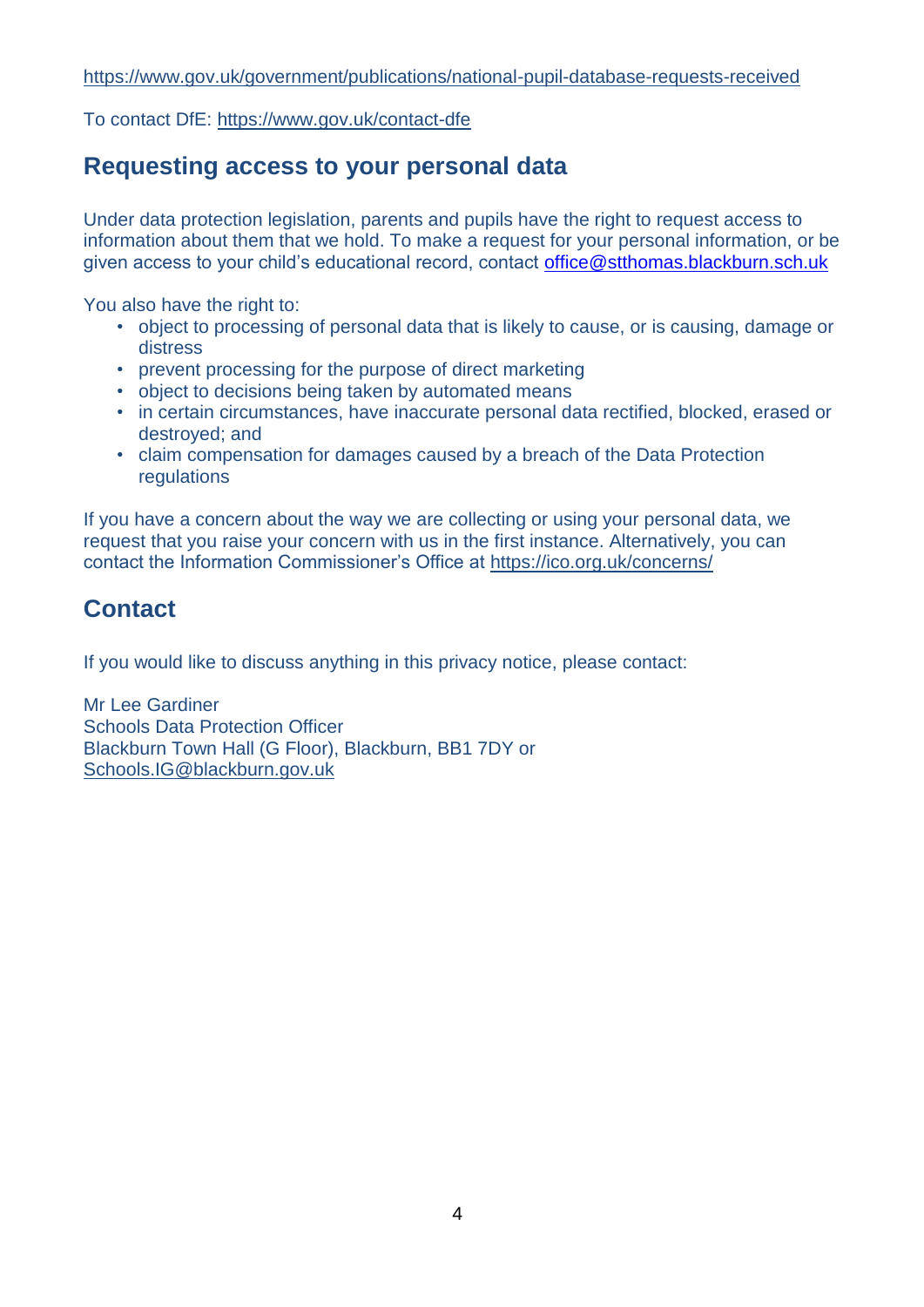https://www.gov.uk/government/publications/national-pupil-database-requests-received

To contact DfE: https://www.gov.uk/contact-dfe

## Requesting access to your personal data

Under data protection legislation, parents and pupils have the right to request access to information about them that we hold. To make a request for your personal information, or be given access to your child's educational record, contact office@stthomas.blackburn.sch.uk

You also have the right to:

- object to processing of personal data that is likely to cause, or is causing, damage or distress
- prevent processing for the purpose of direct marketing
- object to decisions being taken by automated means
- in certain circumstances, have inaccurate personal data rectified, blocked, erased or destroyed; and
- claim compensation for damages caused by a breach of the Data Protection regulations

If you have a concern about the way we are collecting or using your personal data, we request that you raise your concern with us in the first instance. Alternatively, you can contact the Information Commissioner's Office at https://ico.org.uk/concerns/

## Contact

If you would like to discuss anything in this privacy notice, please contact:

Mr Lee Gardiner
Schools Data Protection Officer
Blackburn Town Hall (G Floor), Blackburn, BB1 7DY or
Schools.IG@blackburn.gov.uk